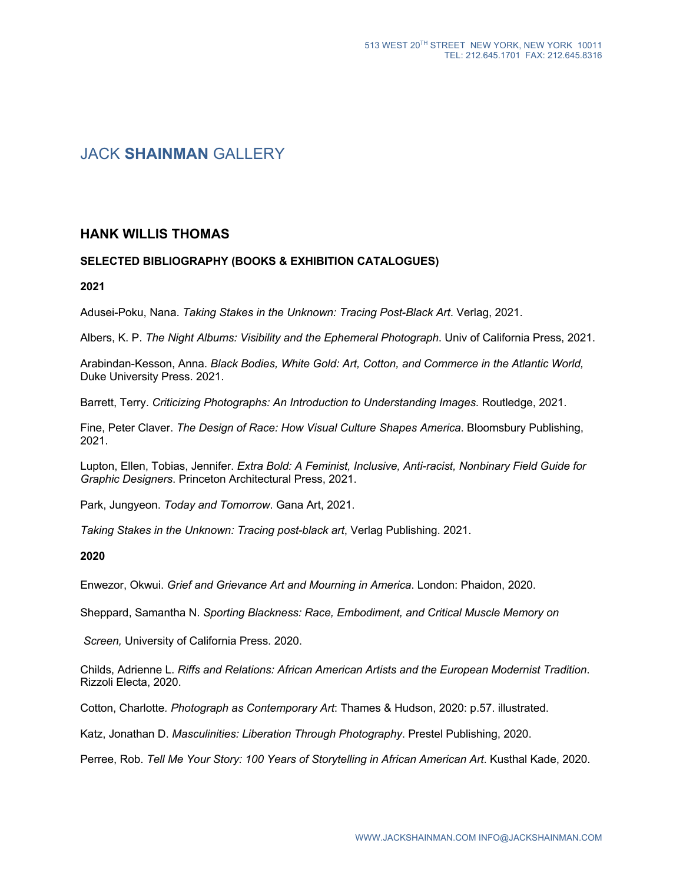513 WEST 20TH STREET NEW YORK, NEW YORK 10011
TEL: 212.645.1701 FAX: 212.645.8316

# JACK **SHAINMAN** GALLERY

## HANK WILLIS THOMAS

### SELECTED BIBLIOGRAPHY (BOOKS & EXHIBITION CATALOGUES)

**2021**

Adusei-Poku, Nana. *Taking Stakes in the Unknown: Tracing Post-Black Art*. Verlag, 2021.

Albers, K. P. *The Night Albums: Visibility and the Ephemeral Photograph*. Univ of California Press, 2021.

Arabindan-Kesson, Anna. *Black Bodies, White Gold: Art, Cotton, and Commerce in the Atlantic World,* Duke University Press. 2021.

Barrett, Terry. *Criticizing Photographs: An Introduction to Understanding Images*. Routledge, 2021.

Fine, Peter Claver. *The Design of Race: How Visual Culture Shapes America*. Bloomsbury Publishing, 2021.

Lupton, Ellen, Tobias, Jennifer. *Extra Bold: A Feminist, Inclusive, Anti-racist, Nonbinary Field Guide for Graphic Designers*. Princeton Architectural Press, 2021.

Park, Jungyeon. *Today and Tomorrow*. Gana Art, 2021.

*Taking Stakes in the Unknown: Tracing post-black art*, Verlag Publishing. 2021.

**2020**

Enwezor, Okwui. *Grief and Grievance Art and Mourning in America*. London: Phaidon, 2020.

Sheppard, Samantha N. *Sporting Blackness: Race, Embodiment, and Critical Muscle Memory on Screen,* University of California Press. 2020.

Childs, Adrienne L. *Riffs and Relations: African American Artists and the European Modernist Tradition*. Rizzoli Electa, 2020.

Cotton, Charlotte. *Photograph as Contemporary Art*: Thames & Hudson, 2020: p.57. illustrated.

Katz, Jonathan D. *Masculinities: Liberation Through Photography*. Prestel Publishing, 2020.

Perree, Rob. *Tell Me Your Story: 100 Years of Storytelling in African American Art*. Kusthal Kade, 2020.

WWW.JACKSHAINMAN.COM INFO@JACKSHAINMAN.COM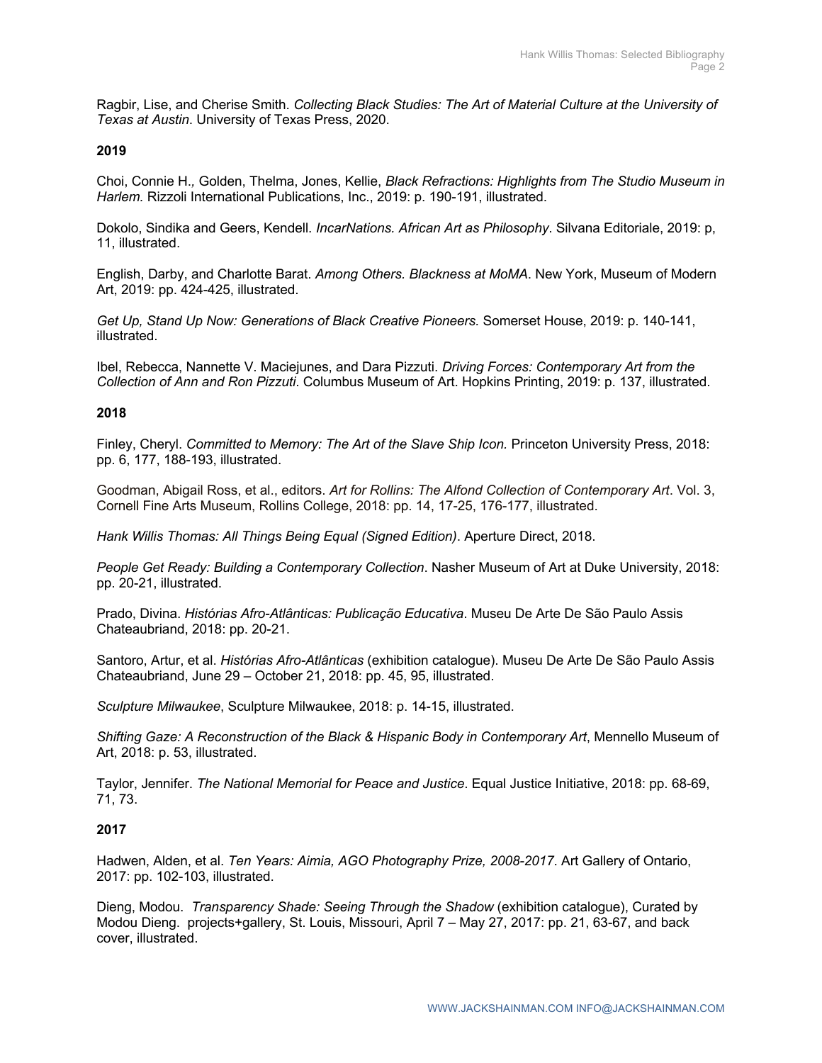Ragbir, Lise, and Cherise Smith. *Collecting Black Studies: The Art of Material Culture at the University of Texas at Austin*. University of Texas Press, 2020.

**2019**

Choi, Connie H., Golden, Thelma, Jones, Kellie, *Black Refractions: Highlights from The Studio Museum in Harlem.* Rizzoli International Publications, Inc., 2019: p. 190-191, illustrated.

Dokolo, Sindika and Geers, Kendell. *IncarNations. African Art as Philosophy*. Silvana Editoriale, 2019: p, 11, illustrated.

English, Darby, and Charlotte Barat. *Among Others. Blackness at MoMA*. New York, Museum of Modern Art, 2019: pp. 424-425, illustrated.

*Get Up, Stand Up Now: Generations of Black Creative Pioneers.* Somerset House, 2019: p. 140-141, illustrated.

Ibel, Rebecca, Nannette V. Maciejunes, and Dara Pizzuti. *Driving Forces: Contemporary Art from the Collection of Ann and Ron Pizzuti*. Columbus Museum of Art. Hopkins Printing, 2019: p. 137, illustrated.

**2018**

Finley, Cheryl. *Committed to Memory: The Art of the Slave Ship Icon.* Princeton University Press, 2018: pp. 6, 177, 188-193, illustrated.

Goodman, Abigail Ross, et al., editors. *Art for Rollins: The Alfond Collection of Contemporary Art*. Vol. 3, Cornell Fine Arts Museum, Rollins College, 2018: pp. 14, 17-25, 176-177, illustrated.

*Hank Willis Thomas: All Things Being Equal (Signed Edition)*. Aperture Direct, 2018.

*People Get Ready: Building a Contemporary Collection*. Nasher Museum of Art at Duke University, 2018: pp. 20-21, illustrated.

Prado, Divina. *Histórias Afro-Atlânticas: Publicação Educativa*. Museu De Arte De São Paulo Assis Chateaubriand, 2018: pp. 20-21.

Santoro, Artur, et al. *Histórias Afro-Atlânticas* (exhibition catalogue). Museu De Arte De São Paulo Assis Chateaubriand, June 29 – October 21, 2018: pp. 45, 95, illustrated.

*Sculpture Milwaukee*, Sculpture Milwaukee, 2018: p. 14-15, illustrated.

*Shifting Gaze: A Reconstruction of the Black & Hispanic Body in Contemporary Art*, Mennello Museum of Art, 2018: p. 53, illustrated.

Taylor, Jennifer. *The National Memorial for Peace and Justice*. Equal Justice Initiative, 2018: pp. 68-69, 71, 73.

**2017**

Hadwen, Alden, et al. *Ten Years: Aimia, AGO Photography Prize, 2008-2017*. Art Gallery of Ontario, 2017: pp. 102-103, illustrated.

Dieng, Modou. *Transparency Shade: Seeing Through the Shadow* (exhibition catalogue), Curated by Modou Dieng. projects+gallery, St. Louis, Missouri, April 7 – May 27, 2017: pp. 21, 63-67, and back cover, illustrated.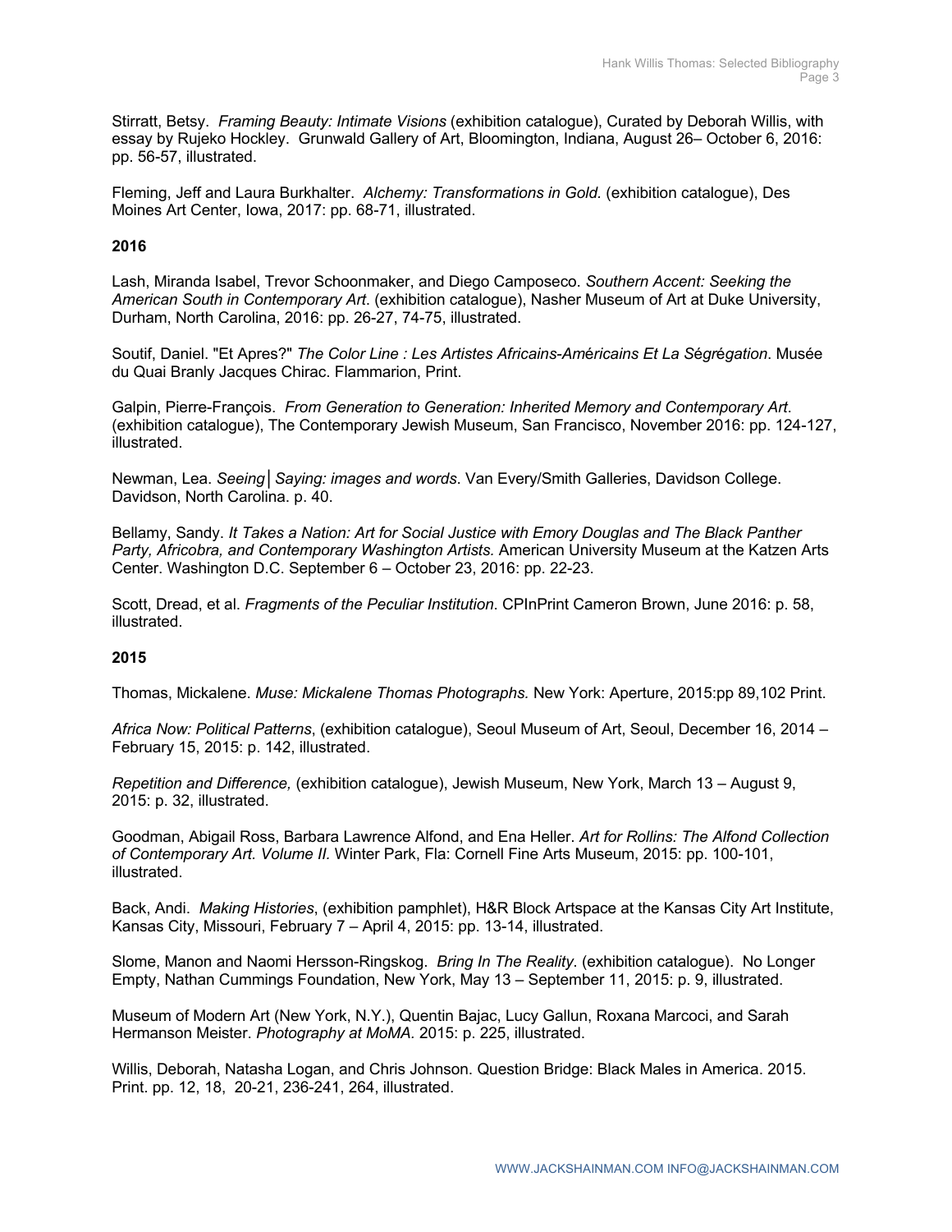Stirratt, Betsy. *Framing Beauty: Intimate Visions* (exhibition catalogue), Curated by Deborah Willis, with essay by Rujeko Hockley. Grunwald Gallery of Art, Bloomington, Indiana, August 26– October 6, 2016: pp. 56-57, illustrated.

Fleming, Jeff and Laura Burkhalter. *Alchemy: Transformations in Gold.* (exhibition catalogue), Des Moines Art Center, Iowa, 2017: pp. 68-71, illustrated.

**2016**

Lash, Miranda Isabel, Trevor Schoonmaker, and Diego Camposeco. *Southern Accent: Seeking the American South in Contemporary Art*. (exhibition catalogue), Nasher Museum of Art at Duke University, Durham, North Carolina, 2016: pp. 26-27, 74-75, illustrated.

Soutif, Daniel. "Et Apres?" *The Color Line : Les Artistes Africains-Américains Et La Ségrégation*. Musée du Quai Branly Jacques Chirac. Flammarion, Print.

Galpin, Pierre-François. *From Generation to Generation: Inherited Memory and Contemporary Art*. (exhibition catalogue), The Contemporary Jewish Museum, San Francisco, November 2016: pp. 124-127, illustrated.

Newman, Lea. *Seeing│Saying: images and words*. Van Every/Smith Galleries, Davidson College. Davidson, North Carolina. p. 40.

Bellamy, Sandy. *It Takes a Nation: Art for Social Justice with Emory Douglas and The Black Panther Party, Africobra, and Contemporary Washington Artists.* American University Museum at the Katzen Arts Center. Washington D.C. September 6 – October 23, 2016: pp. 22-23.

Scott, Dread, et al. *Fragments of the Peculiar Institution*. CPInPrint Cameron Brown, June 2016: p. 58, illustrated.

**2015**

Thomas, Mickalene. *Muse: Mickalene Thomas Photographs.* New York: Aperture, 2015:pp 89,102 Print.

*Africa Now: Political Patterns*, (exhibition catalogue), Seoul Museum of Art, Seoul, December 16, 2014 – February 15, 2015: p. 142, illustrated.

*Repetition and Difference,* (exhibition catalogue), Jewish Museum, New York, March 13 – August 9, 2015: p. 32, illustrated.

Goodman, Abigail Ross, Barbara Lawrence Alfond, and Ena Heller. *Art for Rollins: The Alfond Collection of Contemporary Art. Volume II.* Winter Park, Fla: Cornell Fine Arts Museum, 2015: pp. 100-101, illustrated.

Back, Andi. *Making Histories*, (exhibition pamphlet), H&R Block Artspace at the Kansas City Art Institute, Kansas City, Missouri, February 7 – April 4, 2015: pp. 13-14, illustrated.

Slome, Manon and Naomi Hersson-Ringskog. *Bring In The Reality*. (exhibition catalogue). No Longer Empty, Nathan Cummings Foundation, New York, May 13 – September 11, 2015: p. 9, illustrated.

Museum of Modern Art (New York, N.Y.), Quentin Bajac, Lucy Gallun, Roxana Marcoci, and Sarah Hermanson Meister. *Photography at MoMA*. 2015: p. 225, illustrated.

Willis, Deborah, Natasha Logan, and Chris Johnson. Question Bridge: Black Males in America. 2015. Print. pp. 12, 18, 20-21, 236-241, 264, illustrated.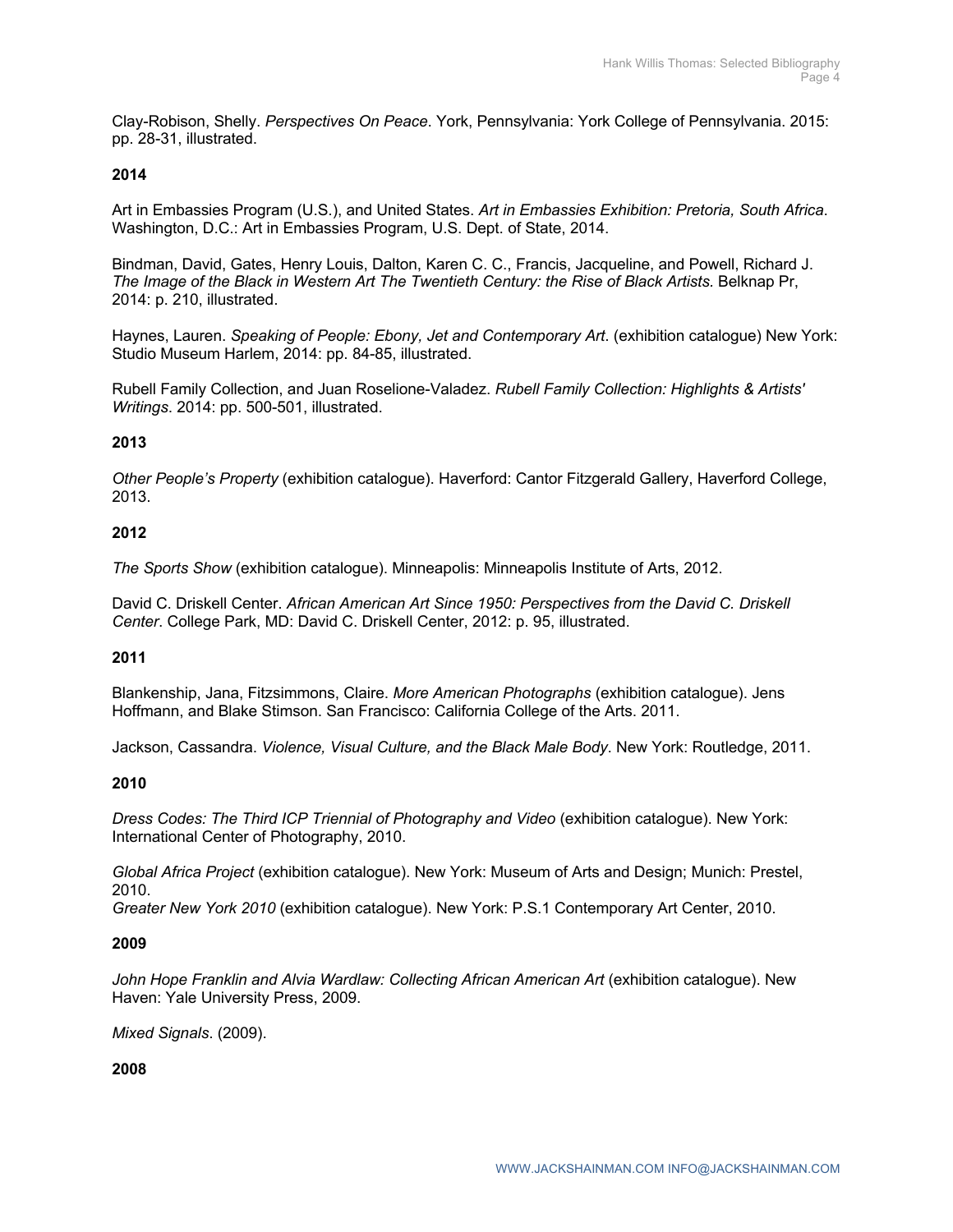Clay-Robison, Shelly. *Perspectives On Peace*. York, Pennsylvania: York College of Pennsylvania. 2015: pp. 28-31, illustrated.

**2014**

Art in Embassies Program (U.S.), and United States. *Art in Embassies Exhibition: Pretoria, South Africa*. Washington, D.C.: Art in Embassies Program, U.S. Dept. of State, 2014.

Bindman, David, Gates, Henry Louis, Dalton, Karen C. C., Francis, Jacqueline, and Powell, Richard J. *The Image of the Black in Western Art The Twentieth Century: the Rise of Black Artists*. Belknap Pr, 2014: p. 210, illustrated.

Haynes, Lauren. *Speaking of People: Ebony, Jet and Contemporary Art*. (exhibition catalogue) New York: Studio Museum Harlem, 2014: pp. 84-85, illustrated.

Rubell Family Collection, and Juan Roselione-Valadez. *Rubell Family Collection: Highlights & Artists' Writings*. 2014: pp. 500-501, illustrated.

**2013**

*Other People's Property* (exhibition catalogue). Haverford: Cantor Fitzgerald Gallery, Haverford College, 2013.

**2012**

*The Sports Show* (exhibition catalogue). Minneapolis: Minneapolis Institute of Arts, 2012.

David C. Driskell Center. *African American Art Since 1950: Perspectives from the David C. Driskell Center*. College Park, MD: David C. Driskell Center, 2012: p. 95, illustrated.

**2011**

Blankenship, Jana, Fitzsimmons, Claire. *More American Photographs* (exhibition catalogue). Jens Hoffmann, and Blake Stimson. San Francisco: California College of the Arts. 2011.

Jackson, Cassandra. *Violence, Visual Culture, and the Black Male Body*. New York: Routledge, 2011.

**2010**

*Dress Codes: The Third ICP Triennial of Photography and Video* (exhibition catalogue). New York: International Center of Photography, 2010.

*Global Africa Project* (exhibition catalogue). New York: Museum of Arts and Design; Munich: Prestel, 2010.

*Greater New York 2010* (exhibition catalogue). New York: P.S.1 Contemporary Art Center, 2010.

**2009**

*John Hope Franklin and Alvia Wardlaw: Collecting African American Art* (exhibition catalogue). New Haven: Yale University Press, 2009.

*Mixed Signals*. (2009).

**2008**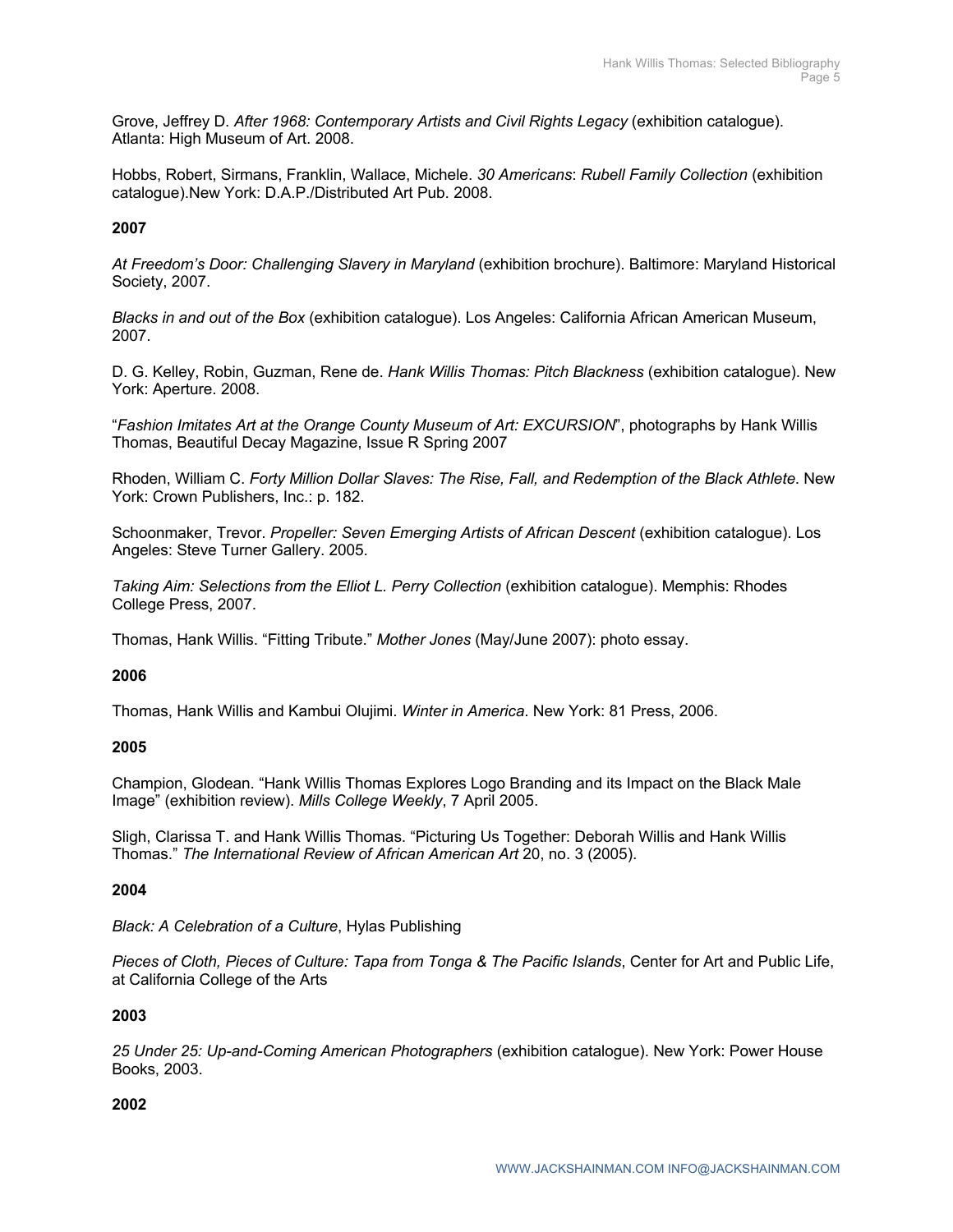Grove, Jeffrey D. *After 1968: Contemporary Artists and Civil Rights Legacy* (exhibition catalogue). Atlanta: High Museum of Art. 2008.

Hobbs, Robert, Sirmans, Franklin, Wallace, Michele. *30 Americans*: *Rubell Family Collection* (exhibition catalogue).New York: D.A.P./Distributed Art Pub. 2008.

**2007**

*At Freedom's Door: Challenging Slavery in Maryland* (exhibition brochure). Baltimore: Maryland Historical Society, 2007.

*Blacks in and out of the Box* (exhibition catalogue). Los Angeles: California African American Museum, 2007.

D. G. Kelley, Robin, Guzman, Rene de. *Hank Willis Thomas: Pitch Blackness* (exhibition catalogue). New York: Aperture. 2008.

"*Fashion Imitates Art at the Orange County Museum of Art: EXCURSION*", photographs by Hank Willis Thomas, Beautiful Decay Magazine, Issue R Spring 2007

Rhoden, William C. *Forty Million Dollar Slaves: The Rise, Fall, and Redemption of the Black Athlete*. New York: Crown Publishers, Inc.: p. 182.

Schoonmaker, Trevor. *Propeller: Seven Emerging Artists of African Descent* (exhibition catalogue). Los Angeles: Steve Turner Gallery. 2005.

*Taking Aim: Selections from the Elliot L. Perry Collection* (exhibition catalogue). Memphis: Rhodes College Press, 2007.

Thomas, Hank Willis. "Fitting Tribute." *Mother Jones* (May/June 2007): photo essay.

**2006**

Thomas, Hank Willis and Kambui Olujimi. *Winter in America*. New York: 81 Press, 2006.

**2005**

Champion, Glodean. "Hank Willis Thomas Explores Logo Branding and its Impact on the Black Male Image" (exhibition review). *Mills College Weekly*, 7 April 2005.

Sligh, Clarissa T. and Hank Willis Thomas. "Picturing Us Together: Deborah Willis and Hank Willis Thomas." *The International Review of African American Art* 20, no. 3 (2005).

**2004**

*Black: A Celebration of a Culture*, Hylas Publishing

*Pieces of Cloth, Pieces of Culture: Tapa from Tonga & The Pacific Islands*, Center for Art and Public Life, at California College of the Arts

**2003**

*25 Under 25: Up-and-Coming American Photographers* (exhibition catalogue). New York: Power House Books, 2003.

**2002**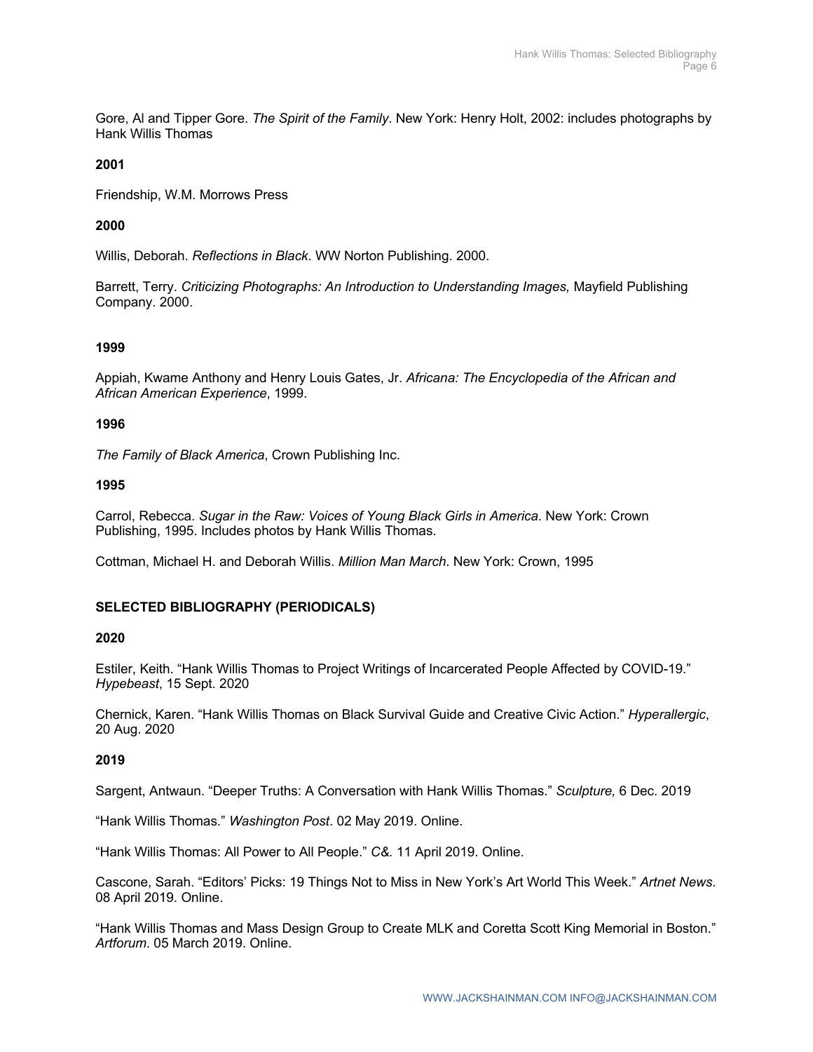Gore, Al and Tipper Gore. *The Spirit of the Family*. New York: Henry Holt, 2002: includes photographs by Hank Willis Thomas

**2001**

Friendship, W.M. Morrows Press

**2000**

Willis, Deborah. *Reflections in Black*. WW Norton Publishing. 2000.

Barrett, Terry. *Criticizing Photographs: An Introduction to Understanding Images,* Mayfield Publishing Company. 2000.

**1999**

Appiah, Kwame Anthony and Henry Louis Gates, Jr. *Africana: The Encyclopedia of the African and African American Experience*, 1999.

**1996**

*The Family of Black America*, Crown Publishing Inc.

**1995**

Carrol, Rebecca. *Sugar in the Raw: Voices of Young Black Girls in America*. New York: Crown Publishing, 1995. Includes photos by Hank Willis Thomas.

Cottman, Michael H. and Deborah Willis. *Million Man March*. New York: Crown, 1995

**SELECTED BIBLIOGRAPHY (PERIODICALS)**

**2020**

Estiler, Keith. "Hank Willis Thomas to Project Writings of Incarcerated People Affected by COVID-19." *Hypebeast*, 15 Sept. 2020

Chernick, Karen. "Hank Willis Thomas on Black Survival Guide and Creative Civic Action." *Hyperallergic*, 20 Aug. 2020

**2019**

Sargent, Antwaun. "Deeper Truths: A Conversation with Hank Willis Thomas." *Sculpture,* 6 Dec. 2019

"Hank Willis Thomas." *Washington Post*. 02 May 2019. Online.

"Hank Willis Thomas: All Power to All People." *C&*. 11 April 2019. Online.

Cascone, Sarah. "Editors' Picks: 19 Things Not to Miss in New York's Art World This Week." *Artnet News*. 08 April 2019. Online.

"Hank Willis Thomas and Mass Design Group to Create MLK and Coretta Scott King Memorial in Boston." *Artforum*. 05 March 2019. Online.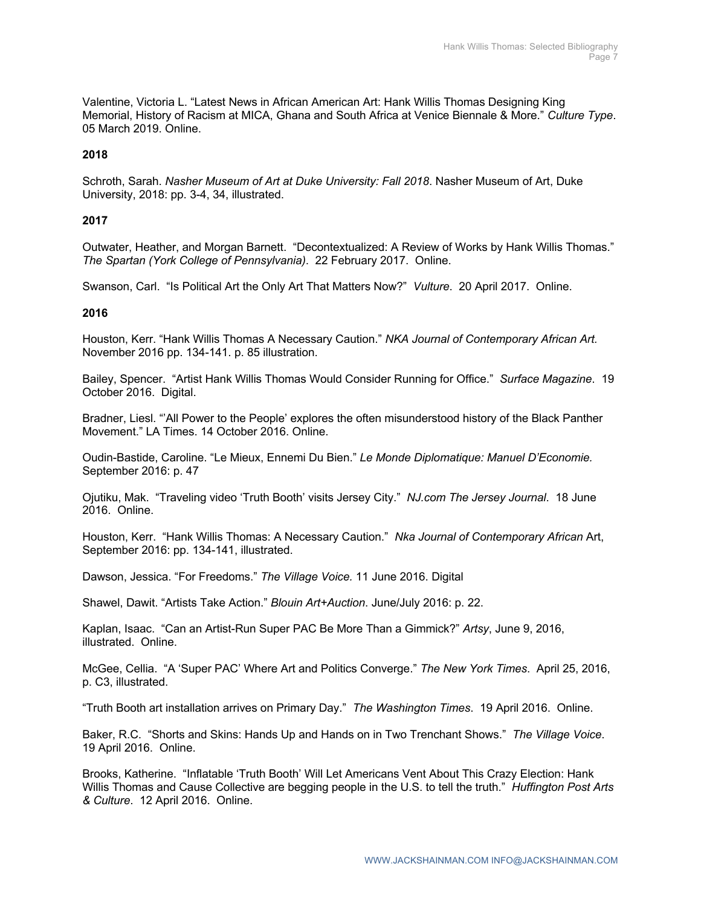Valentine, Victoria L. "Latest News in African American Art: Hank Willis Thomas Designing King Memorial, History of Racism at MICA, Ghana and South Africa at Venice Biennale & More." *Culture Type*. 05 March 2019. Online.

**2018**

Schroth, Sarah. *Nasher Museum of Art at Duke University: Fall 2018*. Nasher Museum of Art, Duke University, 2018: pp. 3-4, 34, illustrated.

**2017**

Outwater, Heather, and Morgan Barnett. "Decontextualized: A Review of Works by Hank Willis Thomas." *The Spartan (York College of Pennsylvania)*. 22 February 2017. Online.

Swanson, Carl. "Is Political Art the Only Art That Matters Now?" *Vulture*. 20 April 2017. Online.

**2016**

Houston, Kerr. "Hank Willis Thomas A Necessary Caution." *NKA Journal of Contemporary African Art.* November 2016 pp. 134-141. p. 85 illustration.

Bailey, Spencer. "Artist Hank Willis Thomas Would Consider Running for Office." *Surface Magazine*. 19 October 2016. Digital.

Bradner, Liesl. "'All Power to the People' explores the often misunderstood history of the Black Panther Movement." LA Times. 14 October 2016. Online.

Oudin-Bastide, Caroline. "Le Mieux, Ennemi Du Bien." *Le Monde Diplomatique: Manuel D'Economie.* September 2016: p. 47

Ojutiku, Mak. "Traveling video 'Truth Booth' visits Jersey City." *NJ.com The Jersey Journal*. 18 June 2016. Online.

Houston, Kerr. "Hank Willis Thomas: A Necessary Caution." *Nka Journal of Contemporary African* Art, September 2016: pp. 134-141, illustrated.

Dawson, Jessica. "For Freedoms." *The Village Voice.* 11 June 2016. Digital

Shawel, Dawit. "Artists Take Action." *Blouin Art+Auction*. June/July 2016: p. 22.

Kaplan, Isaac. "Can an Artist-Run Super PAC Be More Than a Gimmick?" *Artsy*, June 9, 2016, illustrated. Online.

McGee, Cellia. "A 'Super PAC' Where Art and Politics Converge." *The New York Times*. April 25, 2016, p. C3, illustrated.

"Truth Booth art installation arrives on Primary Day." *The Washington Times*. 19 April 2016. Online.

Baker, R.C. "Shorts and Skins: Hands Up and Hands on in Two Trenchant Shows." *The Village Voice*. 19 April 2016. Online.

Brooks, Katherine. "Inflatable 'Truth Booth' Will Let Americans Vent About This Crazy Election: Hank Willis Thomas and Cause Collective are begging people in the U.S. to tell the truth." *Huffington Post Arts & Culture*. 12 April 2016. Online.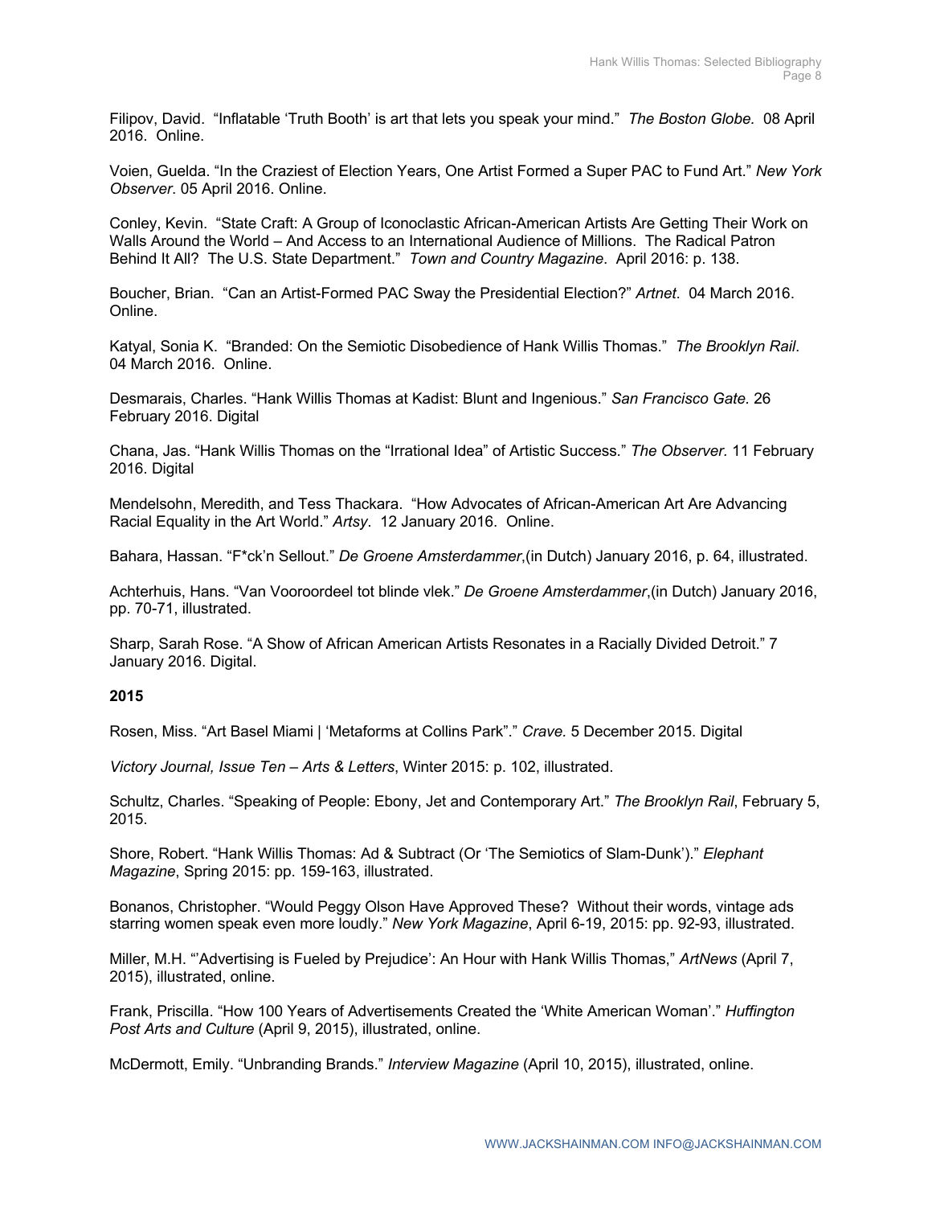Filipov, David. "Inflatable 'Truth Booth' is art that lets you speak your mind." *The Boston Globe.* 08 April 2016. Online.

Voien, Guelda. "In the Craziest of Election Years, One Artist Formed a Super PAC to Fund Art." *New York Observer*. 05 April 2016. Online.

Conley, Kevin. "State Craft: A Group of Iconoclastic African-American Artists Are Getting Their Work on Walls Around the World – And Access to an International Audience of Millions. The Radical Patron Behind It All? The U.S. State Department." *Town and Country Magazine*. April 2016: p. 138.

Boucher, Brian. "Can an Artist-Formed PAC Sway the Presidential Election?" *Artnet*. 04 March 2016. Online.

Katyal, Sonia K. "Branded: On the Semiotic Disobedience of Hank Willis Thomas." *The Brooklyn Rail*. 04 March 2016. Online.

Desmarais, Charles. "Hank Willis Thomas at Kadist: Blunt and Ingenious." *San Francisco Gate*. 26 February 2016. Digital

Chana, Jas. "Hank Willis Thomas on the "Irrational Idea" of Artistic Success." *The Observer.* 11 February 2016. Digital

Mendelsohn, Meredith, and Tess Thackara. "How Advocates of African-American Art Are Advancing Racial Equality in the Art World." *Artsy*. 12 January 2016. Online.

Bahara, Hassan. "F*ck'n Sellout." *De Groene Amsterdammer*,(in Dutch) January 2016, p. 64, illustrated.

Achterhuis, Hans. "Van Vooroordeel tot blinde vlek." *De Groene Amsterdammer*,(in Dutch) January 2016, pp. 70-71, illustrated.

Sharp, Sarah Rose. "A Show of African American Artists Resonates in a Racially Divided Detroit." 7 January 2016. Digital.

**2015**

Rosen, Miss. "Art Basel Miami | 'Metaforms at Collins Park'." *Crave.* 5 December 2015. Digital

*Victory Journal, Issue Ten – Arts & Letters*, Winter 2015: p. 102, illustrated.

Schultz, Charles. "Speaking of People: Ebony, Jet and Contemporary Art." *The Brooklyn Rail*, February 5, 2015.

Shore, Robert. "Hank Willis Thomas: Ad & Subtract (Or 'The Semiotics of Slam-Dunk')." *Elephant Magazine*, Spring 2015: pp. 159-163, illustrated.

Bonanos, Christopher. "Would Peggy Olson Have Approved These? Without their words, vintage ads starring women speak even more loudly." *New York Magazine*, April 6-19, 2015: pp. 92-93, illustrated.

Miller, M.H. "'Advertising is Fueled by Prejudice': An Hour with Hank Willis Thomas," *ArtNews* (April 7, 2015), illustrated, online.

Frank, Priscilla. "How 100 Years of Advertisements Created the 'White American Woman'." *Huffington Post Arts and Culture* (April 9, 2015), illustrated, online.

McDermott, Emily. "Unbranding Brands." *Interview Magazine* (April 10, 2015), illustrated, online.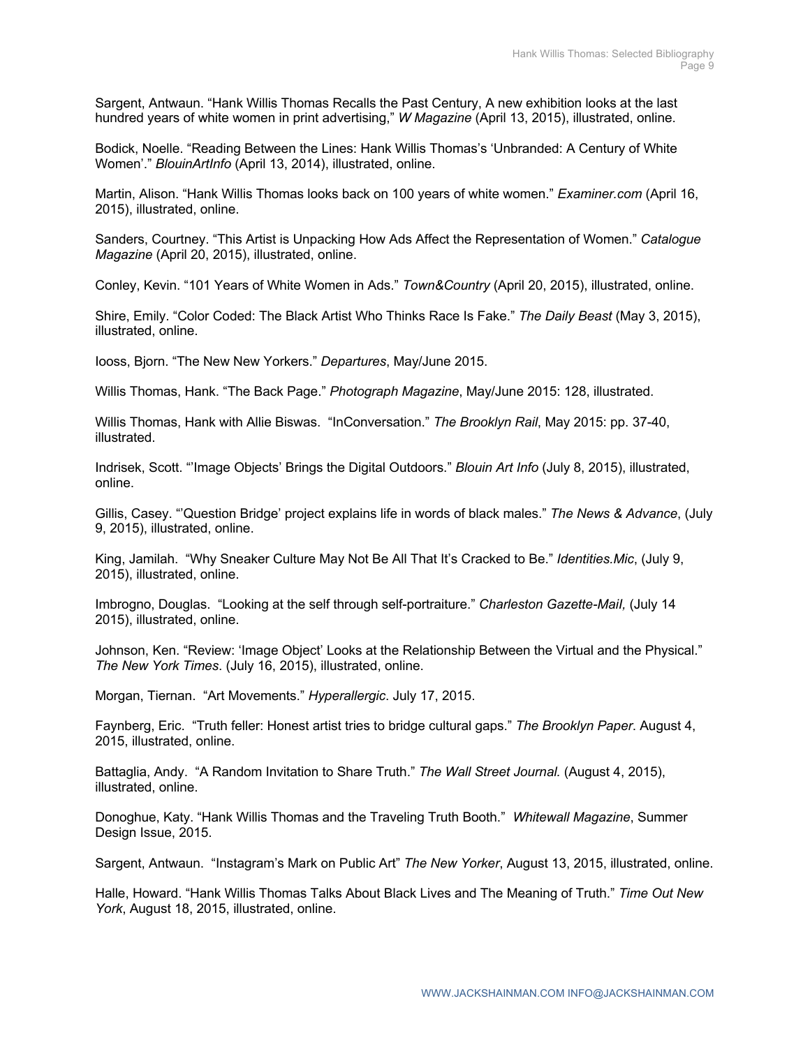Sargent, Antwaun. “Hank Willis Thomas Recalls the Past Century, A new exhibition looks at the last hundred years of white women in print advertising,” *W Magazine* (April 13, 2015), illustrated, online.

Bodick, Noelle. “Reading Between the Lines: Hank Willis Thomas’s ‘Unbranded: A Century of White Women’.” *BlouinArtInfo* (April 13, 2014), illustrated, online.

Martin, Alison. “Hank Willis Thomas looks back on 100 years of white women.” *Examiner.com* (April 16, 2015), illustrated, online.

Sanders, Courtney. “This Artist is Unpacking How Ads Affect the Representation of Women.” *Catalogue Magazine* (April 20, 2015), illustrated, online.

Conley, Kevin. “101 Years of White Women in Ads.” *Town&Country* (April 20, 2015), illustrated, online.

Shire, Emily. “Color Coded: The Black Artist Who Thinks Race Is Fake.” *The Daily Beast* (May 3, 2015), illustrated, online.

Iooss, Bjorn. “The New New Yorkers.” *Departures*, May/June 2015.

Willis Thomas, Hank. “The Back Page.” *Photograph Magazine*, May/June 2015: 128, illustrated.

Willis Thomas, Hank with Allie Biswas. “InConversation.” *The Brooklyn Rail*, May 2015: pp. 37-40, illustrated.

Indrisek, Scott. “’Image Objects’ Brings the Digital Outdoors.” *Blouin Art Info* (July 8, 2015), illustrated, online.

Gillis, Casey. “’Question Bridge’ project explains life in words of black males.” *The News & Advance*, (July 9, 2015), illustrated, online.

King, Jamilah. “Why Sneaker Culture May Not Be All That It’s Cracked to Be.” *Identities.Mic*, (July 9, 2015), illustrated, online.

Imbrogno, Douglas. “Looking at the self through self-portraiture.” *Charleston Gazette-Mail,* (July 14 2015), illustrated, online.

Johnson, Ken. “Review: ‘Image Object’ Looks at the Relationship Between the Virtual and the Physical.” *The New York Times*. (July 16, 2015), illustrated, online.

Morgan, Tiernan. “Art Movements.” *Hyperallergic*. July 17, 2015.

Faynberg, Eric. “Truth feller: Honest artist tries to bridge cultural gaps.” *The Brooklyn Paper*. August 4, 2015, illustrated, online.

Battaglia, Andy. “A Random Invitation to Share Truth.” *The Wall Street Journal.* (August 4, 2015), illustrated, online.

Donoghue, Katy. “Hank Willis Thomas and the Traveling Truth Booth.” *Whitewall Magazine*, Summer Design Issue, 2015.

Sargent, Antwaun. “Instagram’s Mark on Public Art” *The New Yorker*, August 13, 2015, illustrated, online.

Halle, Howard. “Hank Willis Thomas Talks About Black Lives and The Meaning of Truth.” *Time Out New York*, August 18, 2015, illustrated, online.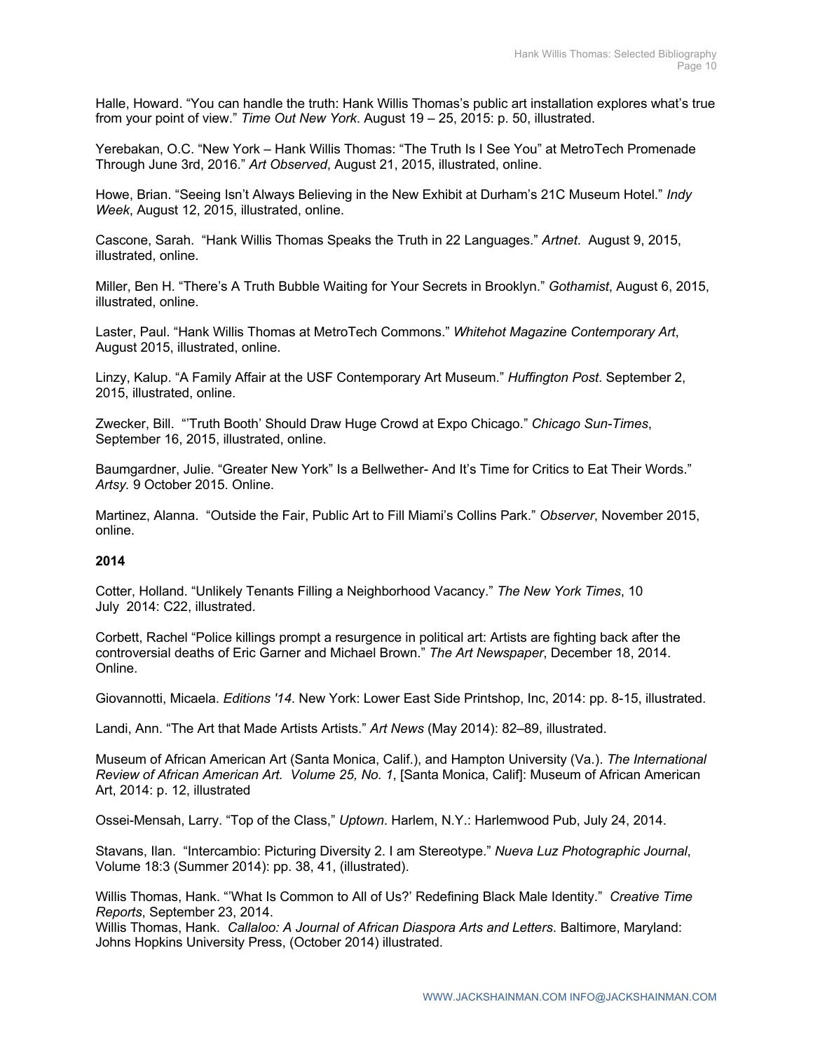Halle, Howard. “You can handle the truth: Hank Willis Thomas’s public art installation explores what’s true from your point of view.” *Time Out New York*. August 19 – 25, 2015: p. 50, illustrated.

Yerebakan, O.C. “New York – Hank Willis Thomas: “The Truth Is I See You” at MetroTech Promenade Through June 3rd, 2016.” *Art Observed*, August 21, 2015, illustrated, online.

Howe, Brian. “Seeing Isn’t Always Believing in the New Exhibit at Durham’s 21C Museum Hotel.” *Indy Week*, August 12, 2015, illustrated, online.

Cascone, Sarah. “Hank Willis Thomas Speaks the Truth in 22 Languages.” *Artnet*. August 9, 2015, illustrated, online.

Miller, Ben H. “There’s A Truth Bubble Waiting for Your Secrets in Brooklyn.” *Gothamist*, August 6, 2015, illustrated, online.

Laster, Paul. “Hank Willis Thomas at MetroTech Commons.” *Whitehot Magazine Contemporary Art*, August 2015, illustrated, online.

Linzy, Kalup. “A Family Affair at the USF Contemporary Art Museum.” *Huffington Post*. September 2, 2015, illustrated, online.

Zwecker, Bill. “’Truth Booth’ Should Draw Huge Crowd at Expo Chicago.” *Chicago Sun-Times*, September 16, 2015, illustrated, online.

Baumgardner, Julie. “Greater New York” Is a Bellwether- And It’s Time for Critics to Eat Their Words.” *Artsy.* 9 October 2015. Online.

Martinez, Alanna. “Outside the Fair, Public Art to Fill Miami’s Collins Park.” *Observer*, November 2015, online.

**2014**

Cotter, Holland. “Unlikely Tenants Filling a Neighborhood Vacancy.” *The New York Times*, 10 July 2014: C22, illustrated.

Corbett, Rachel “Police killings prompt a resurgence in political art: Artists are fighting back after the controversial deaths of Eric Garner and Michael Brown.” *The Art Newspaper*, December 18, 2014. Online.

Giovannotti, Micaela. *Editions '14*. New York: Lower East Side Printshop, Inc, 2014: pp. 8-15, illustrated.

Landi, Ann. “The Art that Made Artists Artists.” *Art News* (May 2014): 82–89, illustrated.

Museum of African American Art (Santa Monica, Calif.), and Hampton University (Va.). *The International Review of African American Art. Volume 25, No. 1*, [Santa Monica, Calif]: Museum of African American Art, 2014: p. 12, illustrated

Ossei-Mensah, Larry. “Top of the Class,” *Uptown*. Harlem, N.Y.: Harlemwood Pub, July 24, 2014.

Stavans, Ilan. “Intercambio: Picturing Diversity 2. I am Stereotype.” *Nueva Luz Photographic Journal*, Volume 18:3 (Summer 2014): pp. 38, 41, (illustrated).

Willis Thomas, Hank. “’What Is Common to All of Us?’ Redefining Black Male Identity.” *Creative Time Reports*, September 23, 2014.

Willis Thomas, Hank. *Callaloo: A Journal of African Diaspora Arts and Letters*. Baltimore, Maryland: Johns Hopkins University Press, (October 2014) illustrated.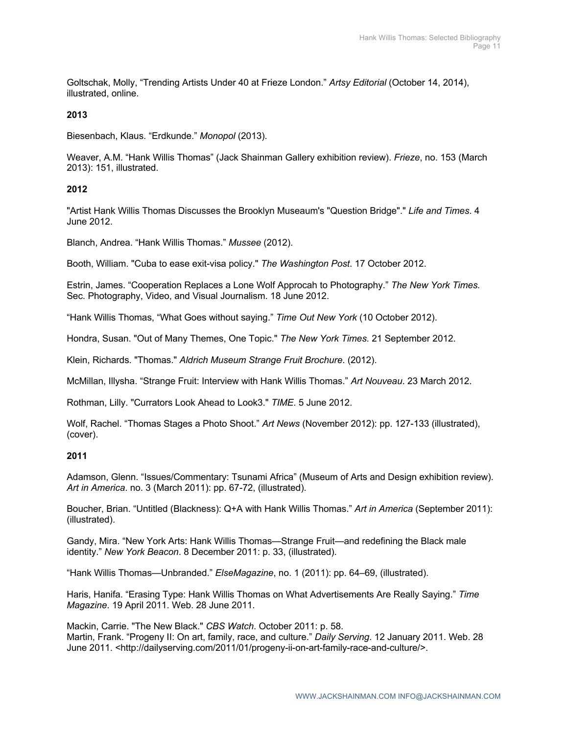Goltschak, Molly, “Trending Artists Under 40 at Frieze London.” *Artsy Editorial* (October 14, 2014), illustrated, online.

**2013**

Biesenbach, Klaus. “Erdkunde.” *Monopol* (2013).

Weaver, A.M. “Hank Willis Thomas” (Jack Shainman Gallery exhibition review). *Frieze*, no. 153 (March 2013): 151, illustrated.

**2012**

"Artist Hank Willis Thomas Discusses the Brooklyn Museaum's "Question Bridge"." *Life and Times*. 4 June 2012.

Blanch, Andrea. “Hank Willis Thomas.” *Mussee* (2012).

Booth, William. "Cuba to ease exit-visa policy." *The Washington Post*. 17 October 2012.

Estrin, James. “Cooperation Replaces a Lone Wolf Approcah to Photography.” *The New York Times.* Sec. Photography, Video, and Visual Journalism. 18 June 2012.

“Hank Willis Thomas, “What Goes without saying.” *Time Out New York* (10 October 2012).

Hondra, Susan. "Out of Many Themes, One Topic." *The New York Times*. 21 September 2012.

Klein, Richards. "Thomas." *Aldrich Museum Strange Fruit Brochure*. (2012).

McMillan, Illysha. “Strange Fruit: Interview with Hank Willis Thomas.” *Art Nouveau*. 23 March 2012.

Rothman, Lilly. "Currators Look Ahead to Look3." *TIME*. 5 June 2012.

Wolf, Rachel. “Thomas Stages a Photo Shoot.” *Art News* (November 2012): pp. 127-133 (illustrated), (cover).

**2011**

Adamson, Glenn. “Issues/Commentary: Tsunami Africa” (Museum of Arts and Design exhibition review). *Art in America*. no. 3 (March 2011): pp. 67-72, (illustrated).

Boucher, Brian. “Untitled (Blackness): Q+A with Hank Willis Thomas.” *Art in America* (September 2011): (illustrated).

Gandy, Mira. “New York Arts: Hank Willis Thomas—Strange Fruit—and redefining the Black male identity.” *New York Beacon*. 8 December 2011: p. 33, (illustrated).

“Hank Willis Thomas—Unbranded.” *ElseMagazine*, no. 1 (2011): pp. 64–69, (illustrated).

Haris, Hanifa. “Erasing Type: Hank Willis Thomas on What Advertisements Are Really Saying.” *Time Magazine*. 19 April 2011. Web. 28 June 2011.

Mackin, Carrie. "The New Black." *CBS Watch*. October 2011: p. 58.

Martin, Frank. “Progeny II: On art, family, race, and culture.” *Daily Serving*. 12 January 2011. Web. 28 June 2011. <http://dailyserving.com/2011/01/progeny-ii-on-art-family-race-and-culture/>.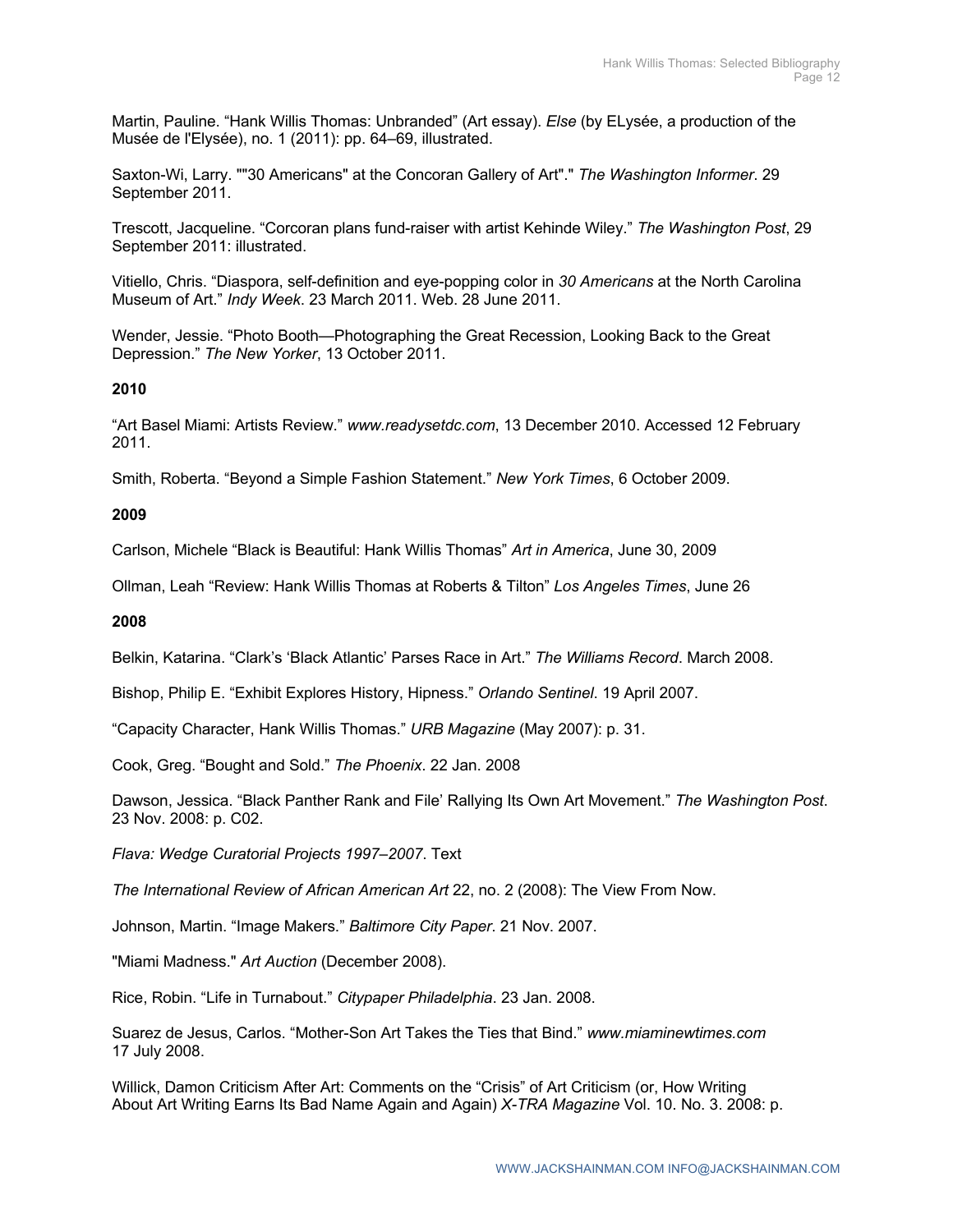Martin, Pauline. “Hank Willis Thomas: Unbranded” (Art essay). *Else* (by ELysée, a production of the Musée de l'Elysée), no. 1 (2011): pp. 64–69, illustrated.

Saxton-Wi, Larry. ""30 Americans" at the Concoran Gallery of Art"." *The Washington Informer*. 29 September 2011.

Trescott, Jacqueline. “Corcoran plans fund-raiser with artist Kehinde Wiley.” *The Washington Post*, 29 September 2011: illustrated.

Vitiello, Chris. “Diaspora, self-definition and eye-popping color in *30 Americans* at the North Carolina Museum of Art.” *Indy Week*. 23 March 2011. Web. 28 June 2011.

Wender, Jessie. “Photo Booth—Photographing the Great Recession, Looking Back to the Great Depression.” *The New Yorker*, 13 October 2011.

**2010**

“Art Basel Miami: Artists Review.” *www.readysetdc.com*, 13 December 2010. Accessed 12 February 2011.

Smith, Roberta. “Beyond a Simple Fashion Statement.” *New York Times*, 6 October 2009.

**2009**

Carlson, Michele “Black is Beautiful: Hank Willis Thomas” *Art in America*, June 30, 2009

Ollman, Leah “Review: Hank Willis Thomas at Roberts & Tilton” *Los Angeles Times*, June 26

**2008**

Belkin, Katarina. “Clark’s ‘Black Atlantic’ Parses Race in Art.” *The Williams Record*. March 2008.

Bishop, Philip E. “Exhibit Explores History, Hipness.” *Orlando Sentinel*. 19 April 2007.

“Capacity Character, Hank Willis Thomas.” *URB Magazine* (May 2007): p. 31.

Cook, Greg. “Bought and Sold.” *The Phoenix*. 22 Jan. 2008

Dawson, Jessica. “Black Panther Rank and File’ Rallying Its Own Art Movement.” *The Washington Post*. 23 Nov. 2008: p. C02.

*Flava: Wedge Curatorial Projects 1997–2007*. Text

*The International Review of African American Art* 22, no. 2 (2008): The View From Now.

Johnson, Martin. “Image Makers.” *Baltimore City Paper*. 21 Nov. 2007.

"Miami Madness." *Art Auction* (December 2008).

Rice, Robin. “Life in Turnabout.” *Citypaper Philadelphia*. 23 Jan. 2008.

Suarez de Jesus, Carlos. “Mother-Son Art Takes the Ties that Bind.” *www.miaminewtimes.com* 17 July 2008.

Willick, Damon Criticism After Art: Comments on the “Crisis” of Art Criticism (or, How Writing About Art Writing Earns Its Bad Name Again and Again) *X-TRA Magazine* Vol. 10. No. 3. 2008: p.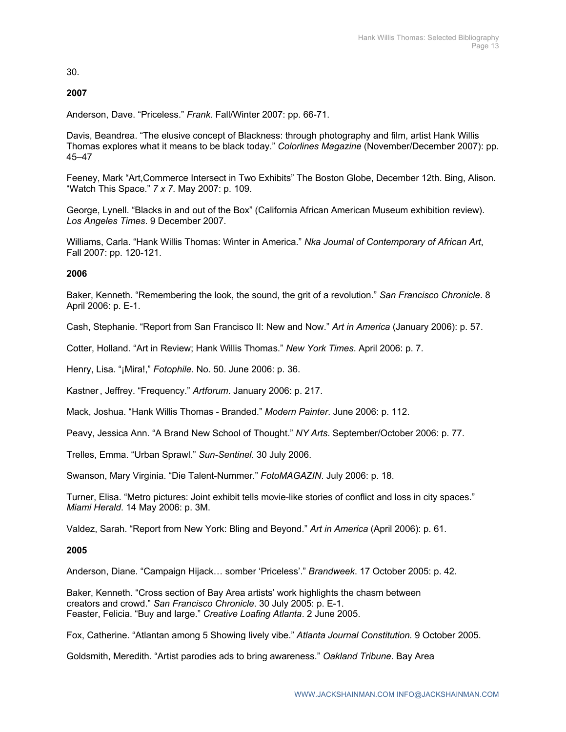30.

**2007**

Anderson, Dave. “Priceless.” *Frank*. Fall/Winter 2007: pp. 66-71.

Davis, Beandrea. “The elusive concept of Blackness: through photography and film, artist Hank Willis Thomas explores what it means to be black today.” *Colorlines Magazine* (November/December 2007): pp. 45–47

Feeney, Mark “Art,Commerce Intersect in Two Exhibits” The Boston Globe, December 12th. Bing, Alison. “Watch This Space.” *7 x 7*. May 2007: p. 109.

George, Lynell. “Blacks in and out of the Box” (California African American Museum exhibition review). *Los Angeles Times*. 9 December 2007.

Williams, Carla. “Hank Willis Thomas: Winter in America.” *Nka Journal of Contemporary of African Art*, Fall 2007: pp. 120-121.

**2006**

Baker, Kenneth. “Remembering the look, the sound, the grit of a revolution.” *San Francisco Chronicle*. 8 April 2006: p. E-1.

Cash, Stephanie. “Report from San Francisco II: New and Now.” *Art in America* (January 2006): p. 57.

Cotter, Holland. “Art in Review; Hank Willis Thomas.” *New York Times*. April 2006: p. 7.

Henry, Lisa. “¡Mira!,” *Fotophile*. No. 50. June 2006: p. 36.

Kastner , Jeffrey. “Frequency.” *Artforum*. January 2006: p. 217.

Mack, Joshua. “Hank Willis Thomas - Branded.” *Modern Painter*. June 2006: p. 112.

Peavy, Jessica Ann. “A Brand New School of Thought.” *NY Arts*. September/October 2006: p. 77.

Trelles, Emma. “Urban Sprawl.” *Sun-Sentinel*. 30 July 2006.

Swanson, Mary Virginia. “Die Talent-Nummer.” *FotoMAGAZIN*. July 2006: p. 18.

Turner, Elisa. “Metro pictures: Joint exhibit tells movie-like stories of conflict and loss in city spaces.” *Miami Herald*. 14 May 2006: p. 3M.

Valdez, Sarah. “Report from New York: Bling and Beyond.” *Art in America* (April 2006): p. 61.

**2005**

Anderson, Diane. “Campaign Hijack… somber ‘Priceless’.” *Brandweek*. 17 October 2005: p. 42.

Baker, Kenneth. “Cross section of Bay Area artists’ work highlights the chasm between creators and crowd.” *San Francisco Chronicle*. 30 July 2005: p. E-1.
Feaster, Felicia. “Buy and large.” *Creative Loafing Atlanta*. 2 June 2005.

Fox, Catherine. “Atlantan among 5 Showing lively vibe.” *Atlanta Journal Constitution.* 9 October 2005.

Goldsmith, Meredith. “Artist parodies ads to bring awareness.” *Oakland Tribune*. Bay Area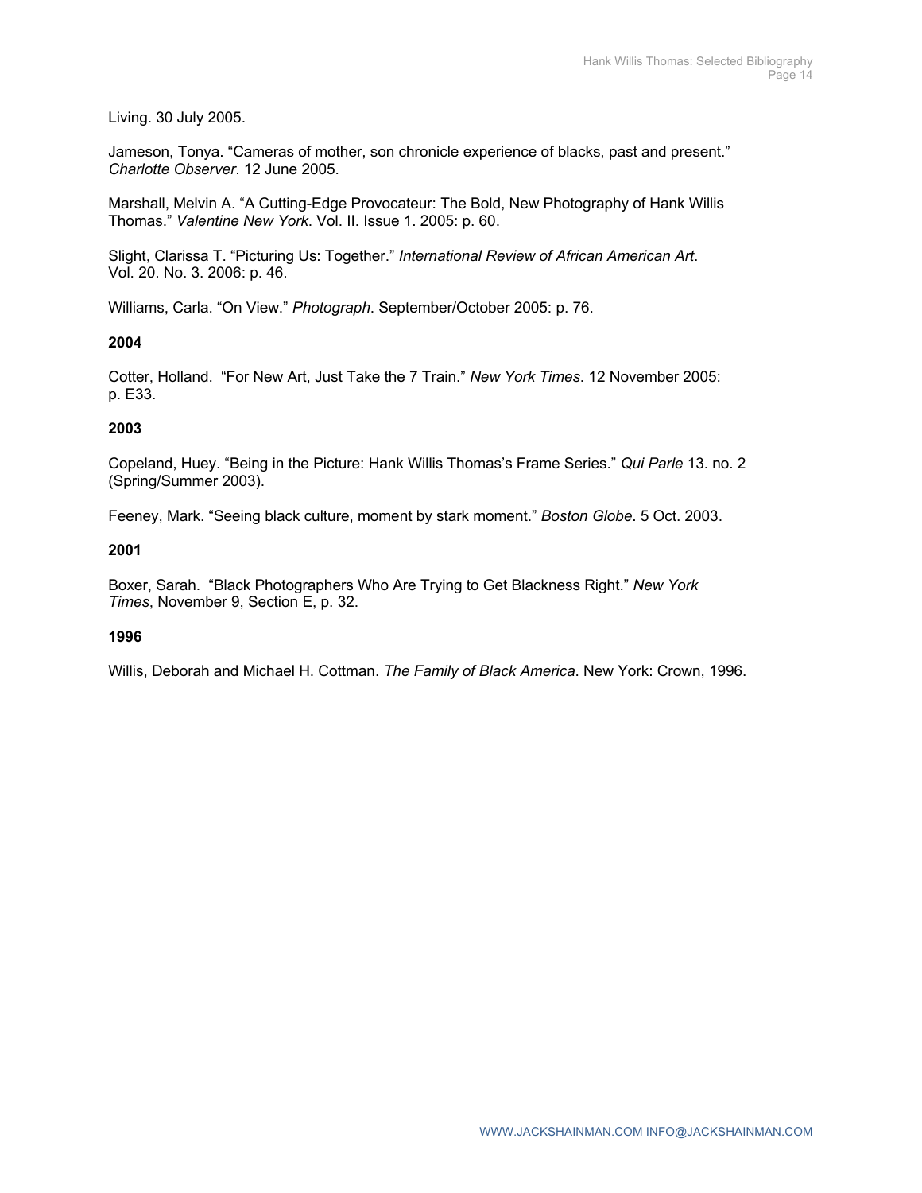Living. 30 July 2005.

Jameson, Tonya. "Cameras of mother, son chronicle experience of blacks, past and present." *Charlotte Observer*. 12 June 2005.

Marshall, Melvin A. "A Cutting-Edge Provocateur: The Bold, New Photography of Hank Willis Thomas." *Valentine New York*. Vol. II. Issue 1. 2005: p. 60.

Slight, Clarissa T. "Picturing Us: Together." *International Review of African American Art*. Vol. 20. No. 3. 2006: p. 46.

Williams, Carla. "On View." *Photograph*. September/October 2005: p. 76.

**2004**

Cotter, Holland. "For New Art, Just Take the 7 Train." *New York Times*. 12 November 2005: p. E33.

**2003**

Copeland, Huey. "Being in the Picture: Hank Willis Thomas's Frame Series." *Qui Parle* 13. no. 2 (Spring/Summer 2003).

Feeney, Mark. "Seeing black culture, moment by stark moment." *Boston Globe*. 5 Oct. 2003.

**2001**

Boxer, Sarah. "Black Photographers Who Are Trying to Get Blackness Right." *New York Times*, November 9, Section E, p. 32.

**1996**

Willis, Deborah and Michael H. Cottman. *The Family of Black America*. New York: Crown, 1996.